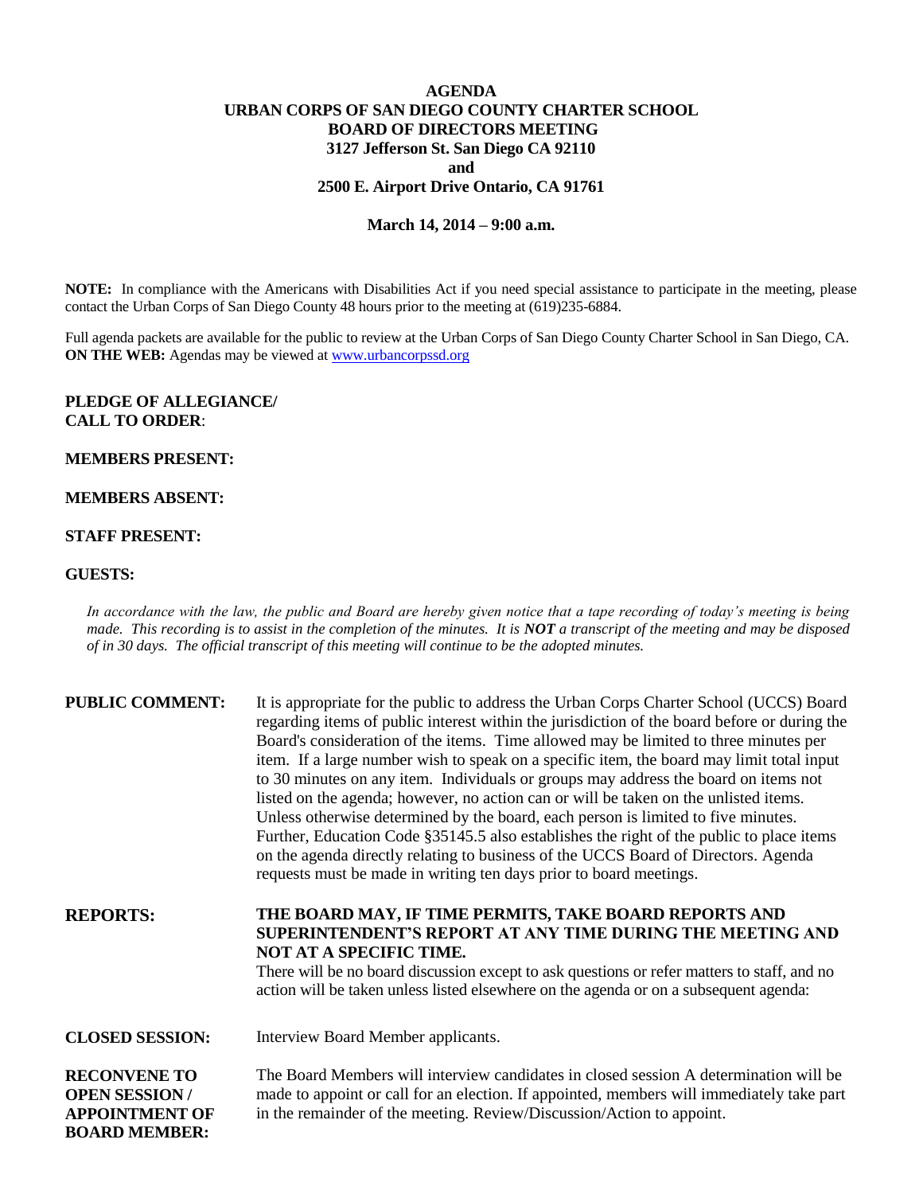# AGENDA
## URBAN CORPS OF SAN DIEGO COUNTY CHARTER SCHOOL
## BOARD OF DIRECTORS MEETING
### 3127 Jefferson St. San Diego CA 92110
### and
### 2500 E. Airport Drive Ontario, CA 91761

**March 14, 2014 – 9:00 a.m.**

**NOTE:** In compliance with the Americans with Disabilities Act if you need special assistance to participate in the meeting, please contact the Urban Corps of San Diego County 48 hours prior to the meeting at (619)235-6884.

Full agenda packets are available for the public to review at the Urban Corps of San Diego County Charter School in San Diego, CA. **ON THE WEB:** Agendas may be viewed at www.urbancorpssd.org

**PLEDGE OF ALLEGIANCE/ CALL TO ORDER**:

**MEMBERS PRESENT:**

**MEMBERS ABSENT:**

**STAFF PRESENT:**

**GUESTS:**

*In accordance with the law, the public and Board are hereby given notice that a tape recording of today's meeting is being made. This recording is to assist in the completion of the minutes. It is **NOT** a transcript of the meeting and may be disposed of in 30 days. The official transcript of this meeting will continue to be the adopted minutes.*

**PUBLIC COMMENT:** It is appropriate for the public to address the Urban Corps Charter School (UCCS) Board regarding items of public interest within the jurisdiction of the board before or during the Board's consideration of the items. Time allowed may be limited to three minutes per item. If a large number wish to speak on a specific item, the board may limit total input to 30 minutes on any item. Individuals or groups may address the board on items not listed on the agenda; however, no action can or will be taken on the unlisted items. Unless otherwise determined by the board, each person is limited to five minutes. Further, Education Code §35145.5 also establishes the right of the public to place items on the agenda directly relating to business of the UCCS Board of Directors. Agenda requests must be made in writing ten days prior to board meetings.

**REPORTS:** **THE BOARD MAY, IF TIME PERMITS, TAKE BOARD REPORTS AND SUPERINTENDENT'S REPORT AT ANY TIME DURING THE MEETING AND NOT AT A SPECIFIC TIME.**
There will be no board discussion except to ask questions or refer matters to staff, and no action will be taken unless listed elsewhere on the agenda or on a subsequent agenda:

**CLOSED SESSION:** Interview Board Member applicants.

**RECONVENE TO OPEN SESSION / APPOINTMENT OF BOARD MEMBER:** The Board Members will interview candidates in closed session A determination will be made to appoint or call for an election. If appointed, members will immediately take part in the remainder of the meeting. Review/Discussion/Action to appoint.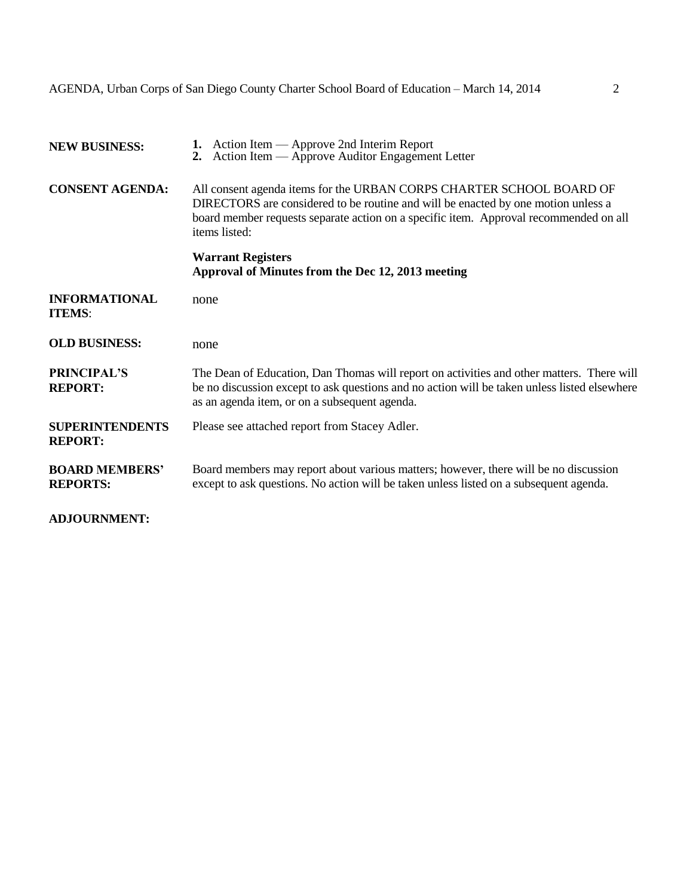**NEW BUSINESS:**

1. Action Item — Approve 2nd Interim Report
2. Action Item — Approve Auditor Engagement Letter

**CONSENT AGENDA:**

All consent agenda items for the URBAN CORPS CHARTER SCHOOL BOARD OF DIRECTORS are considered to be routine and will be enacted by one motion unless a board member requests separate action on a specific item. Approval recommended on all items listed:

**Warrant Registers**
**Approval of Minutes from the Dec 12, 2013 meeting**

**INFORMATIONAL ITEMS**:

none

**OLD BUSINESS:**

none

**PRINCIPAL'S REPORT:**

The Dean of Education, Dan Thomas will report on activities and other matters. There will be no discussion except to ask questions and no action will be taken unless listed elsewhere as an agenda item, or on a subsequent agenda.

**SUPERINTENDENTS REPORT:**

Please see attached report from Stacey Adler.

**BOARD MEMBERS' REPORTS:**

Board members may report about various matters; however, there will be no discussion except to ask questions. No action will be taken unless listed on a subsequent agenda.

**ADJOURNMENT:**